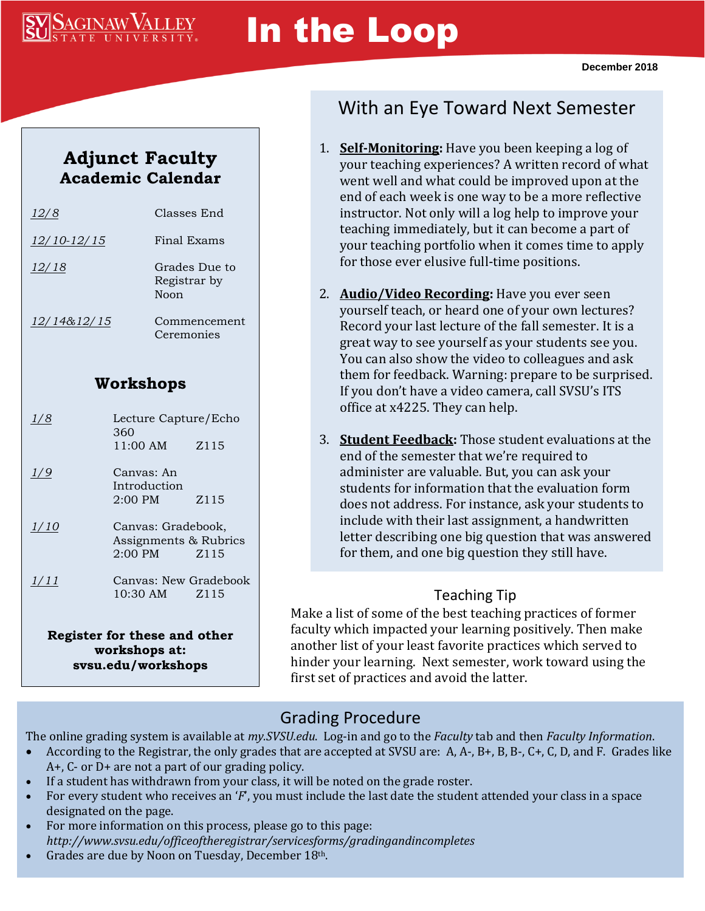# In the Loop

December 2018

## Adjunct Faculty Academic Calendar

| Date | Event |
| --- | --- |
| 12/8 | Classes End |
| 12/10-12/15 | Final Exams |
| 12/18 | Grades Due to Registrar by Noon |
| 12/14&12/15 | Commencement Ceremonies |

## Workshops

| Date | Workshop | Time | Room |
| --- | --- | --- | --- |
| 1/8 | Lecture Capture/Echo 360 | 11:00 AM | Z115 |
| 1/9 | Canvas: An Introduction | 2:00 PM | Z115 |
| 1/10 | Canvas: Gradebook, Assignments & Rubrics | 2:00 PM | Z115 |
| 1/11 | Canvas: New Gradebook | 10:30 AM | Z115 |

**Register for these and other workshops at: svsu.edu/workshops**

## With an Eye Toward Next Semester

1. **Self-Monitoring:** Have you been keeping a log of your teaching experiences? A written record of what went well and what could be improved upon at the end of each week is one way to be a more reflective instructor. Not only will a log help to improve your teaching immediately, but it can become a part of your teaching portfolio when it comes time to apply for those ever elusive full-time positions.

2. **Audio/Video Recording:** Have you ever seen yourself teach, or heard one of your own lectures? Record your last lecture of the fall semester. It is a great way to see yourself as your students see you. You can also show the video to colleagues and ask them for feedback. Warning: prepare to be surprised. If you don't have a video camera, call SVSU's ITS office at x4225. They can help.

3. **Student Feedback:** Those student evaluations at the end of the semester that we're required to administer are valuable. But, you can ask your students for information that the evaluation form does not address. For instance, ask your students to include with their last assignment, a handwritten letter describing one big question that was answered for them, and one big question they still have.

## Teaching Tip

Make a list of some of the best teaching practices of former faculty which impacted your learning positively. Then make another list of your least favorite practices which served to hinder your learning. Next semester, work toward using the first set of practices and avoid the latter.

## Grading Procedure

The online grading system is available at *my.SVSU.edu*. Log-in and go to the *Faculty* tab and then *Faculty Information*.

- According to the Registrar, the only grades that are accepted at SVSU are: A, A-, B+, B, B-, C+, C, D, and F. Grades like A+, C- or D+ are not a part of our grading policy.
- If a student has withdrawn from your class, it will be noted on the grade roster.
- For every student who receives an '*F*', you must include the last date the student attended your class in a space designated on the page.
- For more information on this process, please go to this page: *http://www.svsu.edu/officeoftheregistrar/servicesforms/gradingandincompletes*
- Grades are due by Noon on Tuesday, December 18th.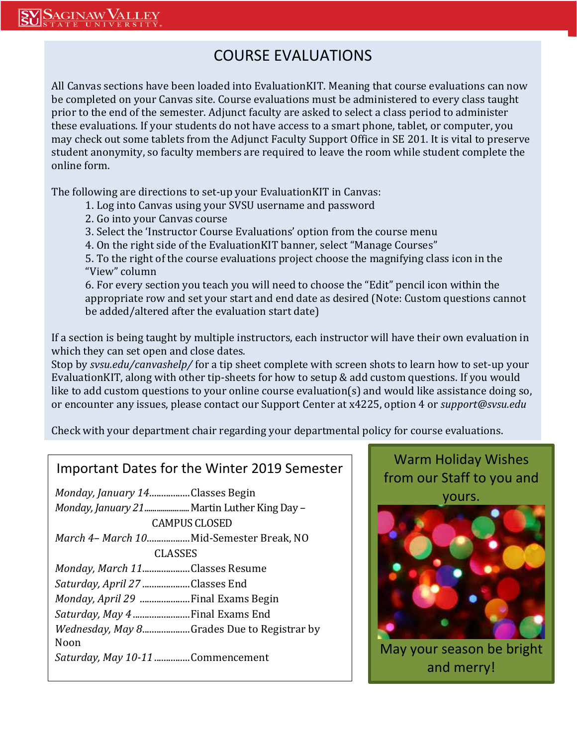# COURSE EVALUATIONS

All Canvas sections have been loaded into EvaluationKIT. Meaning that course evaluations can now be completed on your Canvas site. Course evaluations must be administered to every class taught prior to the end of the semester. Adjunct faculty are asked to select a class period to administer these evaluations. If your students do not have access to a smart phone, tablet, or computer, you may check out some tablets from the Adjunct Faculty Support Office in SE 201. It is vital to preserve student anonymity, so faculty members are required to leave the room while student complete the online form.

The following are directions to set-up your EvaluationKIT in Canvas:

1. Log into Canvas using your SVSU username and password
2. Go into your Canvas course
3. Select the 'Instructor Course Evaluations' option from the course menu
4. On the right side of the EvaluationKIT banner, select "Manage Courses"
5. To the right of the course evaluations project choose the magnifying class icon in the "View" column
6. For every section you teach you will need to choose the "Edit" pencil icon within the appropriate row and set your start and end date as desired (Note: Custom questions cannot be added/altered after the evaluation start date)

If a section is being taught by multiple instructors, each instructor will have their own evaluation in which they can set open and close dates.
Stop by *svsu.edu/canvashelp/* for a tip sheet complete with screen shots to learn how to set-up your EvaluationKIT, along with other tip-sheets for how to setup & add custom questions. If you would like to add custom questions to your online course evaluation(s) and would like assistance doing so, or encounter any issues, please contact our Support Center at x4225, option 4 or *support@svsu.edu*

Check with your department chair regarding your departmental policy for course evaluations.

## Important Dates for the Winter 2019 Semester

*Monday, January 14*.................Classes Begin
*Monday, January 21*.....................Martin Luther King Day – CAMPUS CLOSED
*March 4– March 10*..................Mid-Semester Break, NO CLASSES
*Monday, March 11*....................Classes Resume
*Saturday, April 27* ....................Classes End
*Monday, April 29* .....................Final Exams Begin
*Saturday, May 4* ........................Final Exams End
*Wednesday, May 8*....................Grades Due to Registrar by Noon
*Saturday, May 10-11* ...............Commencement

Warm Holiday Wishes from our Staff to you and yours.

May your season be bright and merry!